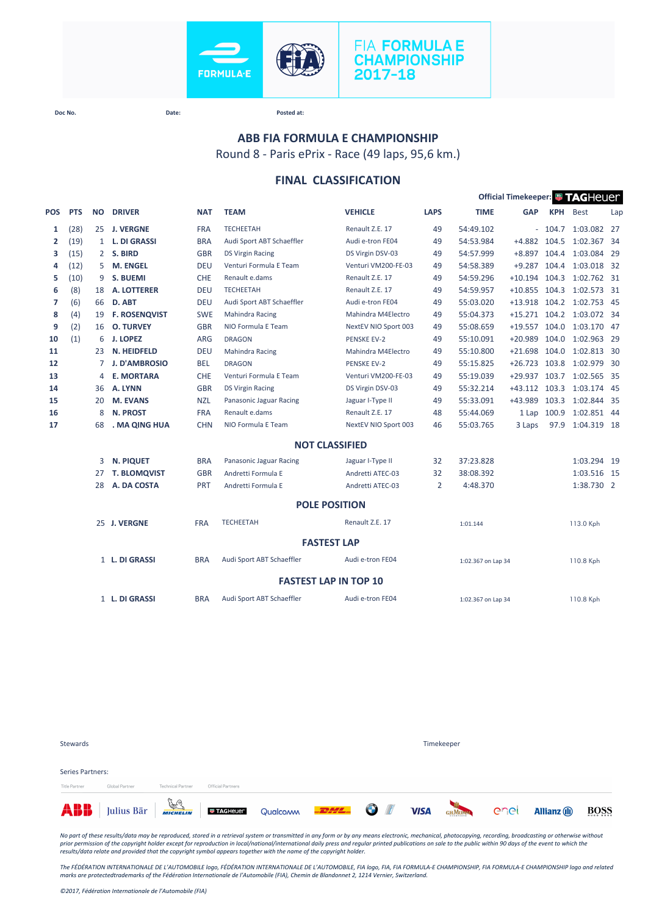FIA FORMULA E CHAMPIONSHIP 2017-18

Doc No. Date: Posted at:

# ABB FIA FORMULA E CHAMPIONSHIP

Round 8 - Paris ePrix - Race (49 laps, 95,6 km.)

## FINAL CLASSIFICATION

Official Timekeeper: TAGHeuer

| POS | PTS | NO | DRIVER | NAT | TEAM | VEHICLE | LAPS | TIME | GAP | KPH | Best | Lap |
|---|---|---|---|---|---|---|---|---|---|---|---|---|
| 1 | (28) | 25 | J. VERGNE | FRA | TECHEETAH | Renault Z.E. 17 | 49 | 54:49.102 | - | 104.7 | 1:03.082 | 27 |
| 2 | (19) | 1 | L. DI GRASSI | BRA | Audi Sport ABT Schaeffler | Audi e-tron FE04 | 49 | 54:53.984 | +4.882 | 104.5 | 1:02.367 | 34 |
| 3 | (15) | 2 | S. BIRD | GBR | DS Virgin Racing | DS Virgin DSV-03 | 49 | 54:57.999 | +8.897 | 104.4 | 1:03.084 | 29 |
| 4 | (12) | 5 | M. ENGEL | DEU | Venturi Formula E Team | Venturi VM200-FE-03 | 49 | 54:58.389 | +9.287 | 104.4 | 1:03.018 | 32 |
| 5 | (10) | 9 | S. BUEMI | CHE | Renault e.dams | Renault Z.E. 17 | 49 | 54:59.296 | +10.194 | 104.3 | 1:02.762 | 31 |
| 6 | (8) | 18 | A. LOTTERER | DEU | TECHEETAH | Renault Z.E. 17 | 49 | 54:59.957 | +10.855 | 104.3 | 1:02.573 | 31 |
| 7 | (6) | 66 | D. ABT | DEU | Audi Sport ABT Schaeffler | Audi e-tron FE04 | 49 | 55:03.020 | +13.918 | 104.2 | 1:02.753 | 45 |
| 8 | (4) | 19 | F. ROSENQVIST | SWE | Mahindra Racing | Mahindra M4Electro | 49 | 55:04.373 | +15.271 | 104.2 | 1:03.072 | 34 |
| 9 | (2) | 16 | O. TURVEY | GBR | NIO Formula E Team | NextEV NIO Sport 003 | 49 | 55:08.659 | +19.557 | 104.0 | 1:03.170 | 47 |
| 10 | (1) | 6 | J. LOPEZ | ARG | DRAGON | PENSKE EV-2 | 49 | 55:10.091 | +20.989 | 104.0 | 1:02.963 | 29 |
| 11 | | 23 | N. HEIDFELD | DEU | Mahindra Racing | Mahindra M4Electro | 49 | 55:10.800 | +21.698 | 104.0 | 1:02.813 | 30 |
| 12 | | 7 | J. D'AMBROSIO | BEL | DRAGON | PENSKE EV-2 | 49 | 55:15.825 | +26.723 | 103.8 | 1:02.979 | 30 |
| 13 | | 4 | E. MORTARA | CHE | Venturi Formula E Team | Venturi VM200-FE-03 | 49 | 55:19.039 | +29.937 | 103.7 | 1:02.565 | 35 |
| 14 | | 36 | A. LYNN | GBR | DS Virgin Racing | DS Virgin DSV-03 | 49 | 55:32.214 | +43.112 | 103.3 | 1:03.174 | 45 |
| 15 | | 20 | M. EVANS | NZL | Panasonic Jaguar Racing | Jaguar I-Type II | 49 | 55:33.091 | +43.989 | 103.3 | 1:02.844 | 35 |
| 16 | | 8 | N. PROST | FRA | Renault e.dams | Renault Z.E. 17 | 48 | 55:44.069 | 1 Lap | 100.9 | 1:02.851 | 44 |
| 17 | | 68 | . MA QING HUA | CHN | NIO Formula E Team | NextEV NIO Sport 003 | 46 | 55:03.765 | 3 Laps | 97.9 | 1:04.319 | 18 |

### NOT CLASSIFIED

| NO | DRIVER | NAT | TEAM | VEHICLE | LAPS | TIME | Best | Lap |
|---|---|---|---|---|---|---|---|---|
| 3 | N. PIQUET | BRA | Panasonic Jaguar Racing | Jaguar I-Type II | 32 | 37:23.828 | 1:03.294 | 19 |
| 27 | T. BLOMQVIST | GBR | Andretti Formula E | Andretti ATEC-03 | 32 | 38:08.392 | 1:03.516 | 15 |
| 28 | A. DA COSTA | PRT | Andretti Formula E | Andretti ATEC-03 | 2 | 4:48.370 | 1:38.730 | 2 |

### POLE POSITION

| NO | DRIVER | NAT | TEAM | VEHICLE | TIME | SPEED |
|---|---|---|---|---|---|---|
| 25 | J. VERGNE | FRA | TECHEETAH | Renault Z.E. 17 | 1:01.144 | 113.0 Kph |

### FASTEST LAP

| NO | DRIVER | NAT | TEAM | VEHICLE | TIME | SPEED |
|---|---|---|---|---|---|---|
| 1 | L. DI GRASSI | BRA | Audi Sport ABT Schaeffler | Audi e-tron FE04 | 1:02.367 on Lap 34 | 110.8 Kph |

### FASTEST LAP IN TOP 10

| NO | DRIVER | NAT | TEAM | VEHICLE | TIME | SPEED |
|---|---|---|---|---|---|---|
| 1 | L. DI GRASSI | BRA | Audi Sport ABT Schaeffler | Audi e-tron FE04 | 1:02.367 on Lap 34 | 110.8 Kph |

Stewards

Timekeeper

Series Partners:

Title Partner | Global Partner | Technical Partner | Official Partners

ABB | Julius Bär | Michelin | TAGHeuer | Qualcomm | DHL | BMW | VISA | G.H.MUMM | enel | Allianz | BOSS

*No part of these results/data may be reproduced, stored in a retrieval system or transmitted in any form or by any means electronic, mechanical, photocopying, recording, broadcasting or otherwise without prior permission of the copyright holder except for reproduction in local/national/international daily press and regular printed publications on sale to the public within 90 days of the event to which the results/data relate and provided that the copyright symbol appears together with the name of the copyright holder.*

*The FÉDÉRATION INTERNATIONALE DE L'AUTOMOBILE logo, FÉDÉRATION INTERNATIONALE DE L'AUTOMOBILE, FIA logo, FIA, FIA FORMULA-E CHAMPIONSHIP, FIA FORMULA-E CHAMPIONSHIP logo and related marks are protectedtrademarks of the Fédération Internationale de l'Automobile (FIA), Chemin de Blandonnet 2, 1214 Vernier, Switzerland.*

*©2017, Fédération Internationale de l'Automobile (FIA)*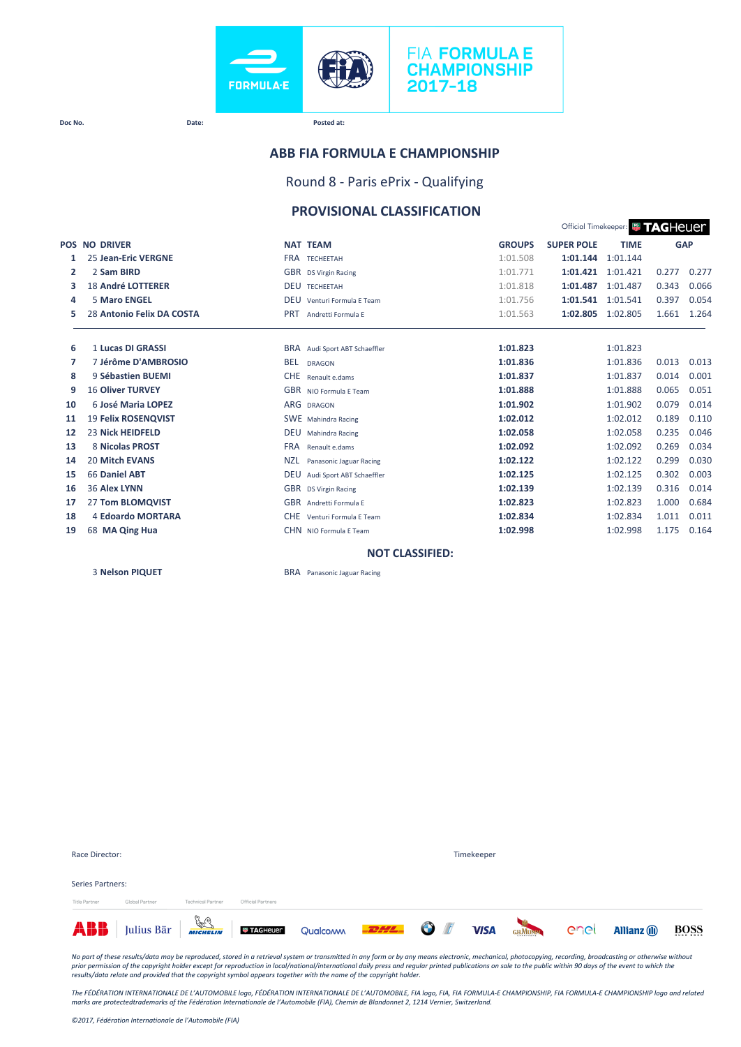FIA FORMULA E CHAMPIONSHIP 2017-18

Doc No. Date: Posted at:

## ABB FIA FORMULA E CHAMPIONSHIP

### Round 8 - Paris ePrix - Qualifying

### PROVISIONAL CLASSIFICATION

Official Timekeeper: TAGHeuer

| POS | NO | DRIVER | NAT | TEAM | GROUPS | SUPER POLE | TIME | GAP | |
|---|---|---|---|---|---|---|---|---|---|
| 1 | 25 | Jean-Eric VERGNE | FRA | TECHEETAH | 1:01.508 | **1:01.144** | 1:01.144 | | |
| 2 | 2 | Sam BIRD | GBR | DS Virgin Racing | 1:01.771 | **1:01.421** | 1:01.421 | 0.277 | 0.277 |
| 3 | 18 | André LOTTERER | DEU | TECHEETAH | 1:01.818 | **1:01.487** | 1:01.487 | 0.343 | 0.066 |
| 4 | 5 | Maro ENGEL | DEU | Venturi Formula E Team | 1:01.756 | **1:01.541** | 1:01.541 | 0.397 | 0.054 |
| 5 | 28 | Antonio Felix DA COSTA | PRT | Andretti Formula E | 1:01.563 | **1:02.805** | 1:02.805 | 1.661 | 1.264 |
| 6 | 1 | Lucas DI GRASSI | BRA | Audi Sport ABT Schaeffler | **1:01.823** | | 1:01.823 | | |
| 7 | 7 | Jérôme D'AMBROSIO | BEL | DRAGON | **1:01.836** | | 1:01.836 | 0.013 | 0.013 |
| 8 | 9 | Sébastien BUEMI | CHE | Renault e.dams | **1:01.837** | | 1:01.837 | 0.014 | 0.001 |
| 9 | 16 | Oliver TURVEY | GBR | NIO Formula E Team | **1:01.888** | | 1:01.888 | 0.065 | 0.051 |
| 10 | 6 | José Maria LOPEZ | ARG | DRAGON | **1:01.902** | | 1:01.902 | 0.079 | 0.014 |
| 11 | 19 | Felix ROSENQVIST | SWE | Mahindra Racing | **1:02.012** | | 1:02.012 | 0.189 | 0.110 |
| 12 | 23 | Nick HEIDFELD | DEU | Mahindra Racing | **1:02.058** | | 1:02.058 | 0.235 | 0.046 |
| 13 | 8 | Nicolas PROST | FRA | Renault e.dams | **1:02.092** | | 1:02.092 | 0.269 | 0.034 |
| 14 | 20 | Mitch EVANS | NZL | Panasonic Jaguar Racing | **1:02.122** | | 1:02.122 | 0.299 | 0.030 |
| 15 | 66 | Daniel ABT | DEU | Audi Sport ABT Schaeffler | **1:02.125** | | 1:02.125 | 0.302 | 0.003 |
| 16 | 36 | Alex LYNN | GBR | DS Virgin Racing | **1:02.139** | | 1:02.139 | 0.316 | 0.014 |
| 17 | 27 | Tom BLOMQVIST | GBR | Andretti Formula E | **1:02.823** | | 1:02.823 | 1.000 | 0.684 |
| 18 | 4 | Edoardo MORTARA | CHE | Venturi Formula E Team | **1:02.834** | | 1:02.834 | 1.011 | 0.011 |
| 19 | 68 | MA Qing Hua | CHN | NIO Formula E Team | **1:02.998** | | 1:02.998 | 1.175 | 0.164 |

**NOT CLASSIFIED:**

| NO | DRIVER | NAT | TEAM |
|---|---|---|---|
| 3 | Nelson PIQUET | BRA | Panasonic Jaguar Racing |

Race Director: Timekeeper

Series Partners:

Title Partner: ABB — Global Partner: Julius Bär — Technical Partner: MICHELIN — Official Partners: TAGHeuer, Qualcomm, DHL, BMW, VISA, G.H.MUMM, enel, Allianz, BOSS

*No part of these results/data may be reproduced, stored in a retrieval system or transmitted in any form or by any means electronic, mechanical, photocopying, recording, broadcasting or otherwise without prior permission of the copyright holder except for reproduction in local/national/international daily press and regular printed publications on sale to the public within 90 days of the event to which the results/data relate and provided that the copyright symbol appears together with the name of the copyright holder.*

*The FÉDÉRATION INTERNATIONALE DE L'AUTOMOBILE logo, FÉDÉRATION INTERNATIONALE DE L'AUTOMOBILE, FIA logo, FIA, FIA FORMULA-E CHAMPIONSHIP, FIA FORMULA-E CHAMPIONSHIP logo and related marks are protectedtrademarks of the Fédération Internationale de l'Automobile (FIA), Chemin de Blandonnet 2, 1214 Vernier, Switzerland.*

*©2017, Fédération Internationale de l'Automobile (FIA)*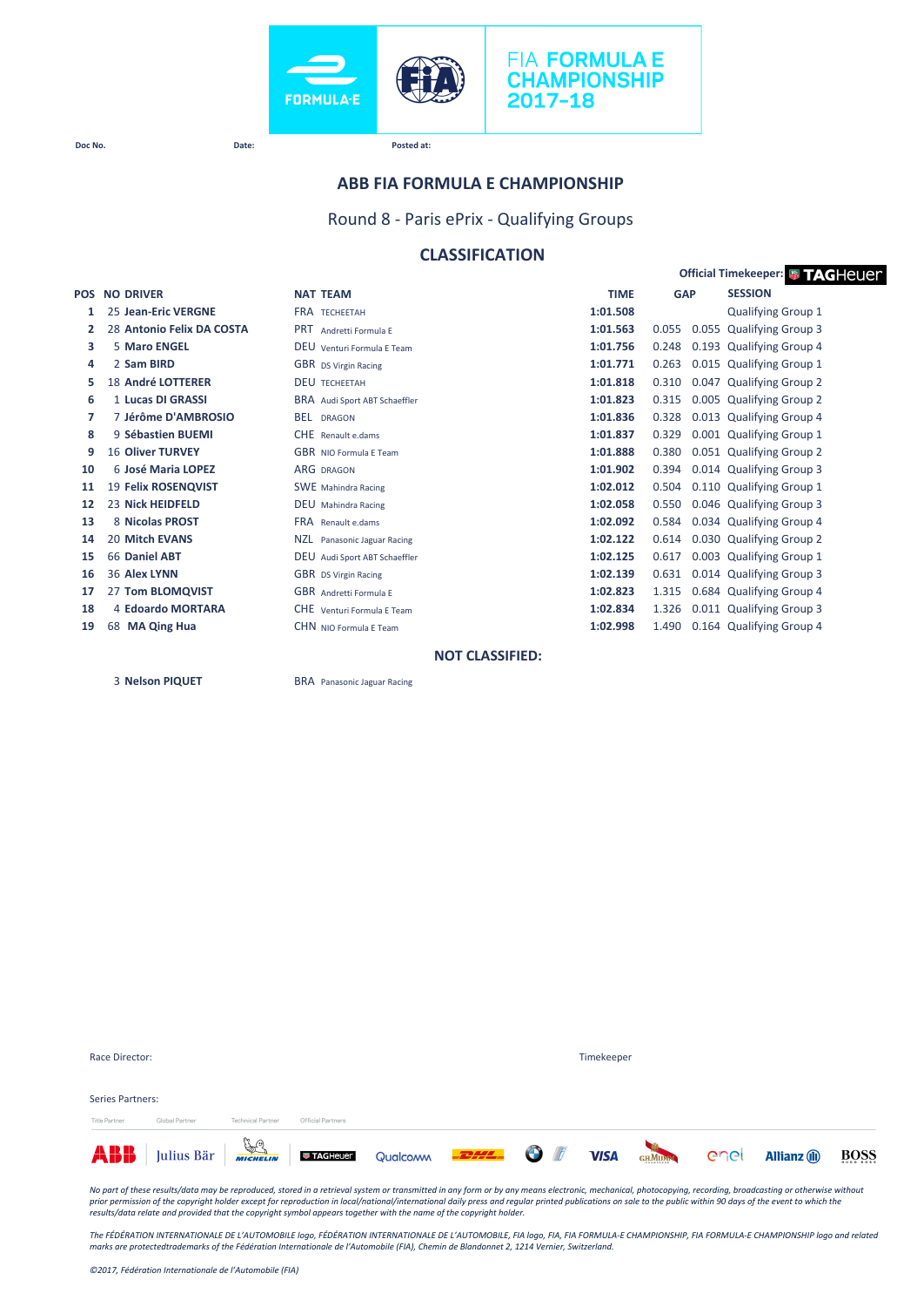FIA FORMULA E CHAMPIONSHIP 2017-18

Doc No. Date: Posted at:

## ABB FIA FORMULA E CHAMPIONSHIP

### Round 8 - Paris ePrix - Qualifying Groups

### CLASSIFICATION

Official Timekeeper: TAGHeuer

| POS | NO | DRIVER | NAT | TEAM | TIME | GAP | | SESSION |
|---|---|---|---|---|---|---|---|---|
| 1 | 25 | Jean-Eric VERGNE | FRA | TECHEETAH | 1:01.508 | | | Qualifying Group 1 |
| 2 | 28 | Antonio Felix DA COSTA | PRT | Andretti Formula E | 1:01.563 | 0.055 | 0.055 | Qualifying Group 3 |
| 3 | 5 | Maro ENGEL | DEU | Venturi Formula E Team | 1:01.756 | 0.248 | 0.193 | Qualifying Group 4 |
| 4 | 2 | Sam BIRD | GBR | DS Virgin Racing | 1:01.771 | 0.263 | 0.015 | Qualifying Group 1 |
| 5 | 18 | André LOTTERER | DEU | TECHEETAH | 1:01.818 | 0.310 | 0.047 | Qualifying Group 2 |
| 6 | 1 | Lucas DI GRASSI | BRA | Audi Sport ABT Schaeffler | 1:01.823 | 0.315 | 0.005 | Qualifying Group 2 |
| 7 | 7 | Jérôme D'AMBROSIO | BEL | DRAGON | 1:01.836 | 0.328 | 0.013 | Qualifying Group 4 |
| 8 | 9 | Sébastien BUEMI | CHE | Renault e.dams | 1:01.837 | 0.329 | 0.001 | Qualifying Group 1 |
| 9 | 16 | Oliver TURVEY | GBR | NIO Formula E Team | 1:01.888 | 0.380 | 0.051 | Qualifying Group 2 |
| 10 | 6 | José Maria LOPEZ | ARG | DRAGON | 1:01.902 | 0.394 | 0.014 | Qualifying Group 3 |
| 11 | 19 | Felix ROSENQVIST | SWE | Mahindra Racing | 1:02.012 | 0.504 | 0.110 | Qualifying Group 1 |
| 12 | 23 | Nick HEIDFELD | DEU | Mahindra Racing | 1:02.058 | 0.550 | 0.046 | Qualifying Group 3 |
| 13 | 8 | Nicolas PROST | FRA | Renault e.dams | 1:02.092 | 0.584 | 0.034 | Qualifying Group 4 |
| 14 | 20 | Mitch EVANS | NZL | Panasonic Jaguar Racing | 1:02.122 | 0.614 | 0.030 | Qualifying Group 2 |
| 15 | 66 | Daniel ABT | DEU | Audi Sport ABT Schaeffler | 1:02.125 | 0.617 | 0.003 | Qualifying Group 1 |
| 16 | 36 | Alex LYNN | GBR | DS Virgin Racing | 1:02.139 | 0.631 | 0.014 | Qualifying Group 3 |
| 17 | 27 | Tom BLOMQVIST | GBR | Andretti Formula E | 1:02.823 | 1.315 | 0.684 | Qualifying Group 4 |
| 18 | 4 | Edoardo MORTARA | CHE | Venturi Formula E Team | 1:02.834 | 1.326 | 0.011 | Qualifying Group 3 |
| 19 | 68 | MA Qing Hua | CHN | NIO Formula E Team | 1:02.998 | 1.490 | 0.164 | Qualifying Group 4 |

**NOT CLASSIFIED:**

| NO | DRIVER | NAT | TEAM |
|---|---|---|---|
| 3 | Nelson PIQUET | BRA | Panasonic Jaguar Racing |

Race Director: Timekeeper

Series Partners:

Title Partner Global Partner Technical Partner Official Partners

ABB Julius Bär MICHELIN TAGHeuer Qualcomm DHL BMW VISA G.H.MUMM enel Allianz BOSS

*No part of these results/data may be reproduced, stored in a retrieval system or transmitted in any form or by any means electronic, mechanical, photocopying, recording, broadcasting or otherwise without prior permission of the copyright holder except for reproduction in local/national/international daily press and regular printed publications on sale to the public within 90 days of the event to which the results/data relate and provided that the copyright symbol appears together with the name of the copyright holder.*

*The FÉDÉRATION INTERNATIONALE DE L'AUTOMOBILE logo, FÉDÉRATION INTERNATIONALE DE L'AUTOMOBILE, FIA logo, FIA, FIA FORMULA-E CHAMPIONSHIP, FIA FORMULA-E CHAMPIONSHIP logo and related marks are protectedtrademarks of the Fédération Internationale de l'Automobile (FIA), Chemin de Blandonnet 2, 1214 Vernier, Switzerland.*

*©2017, Fédération Internationale de l'Automobile (FIA)*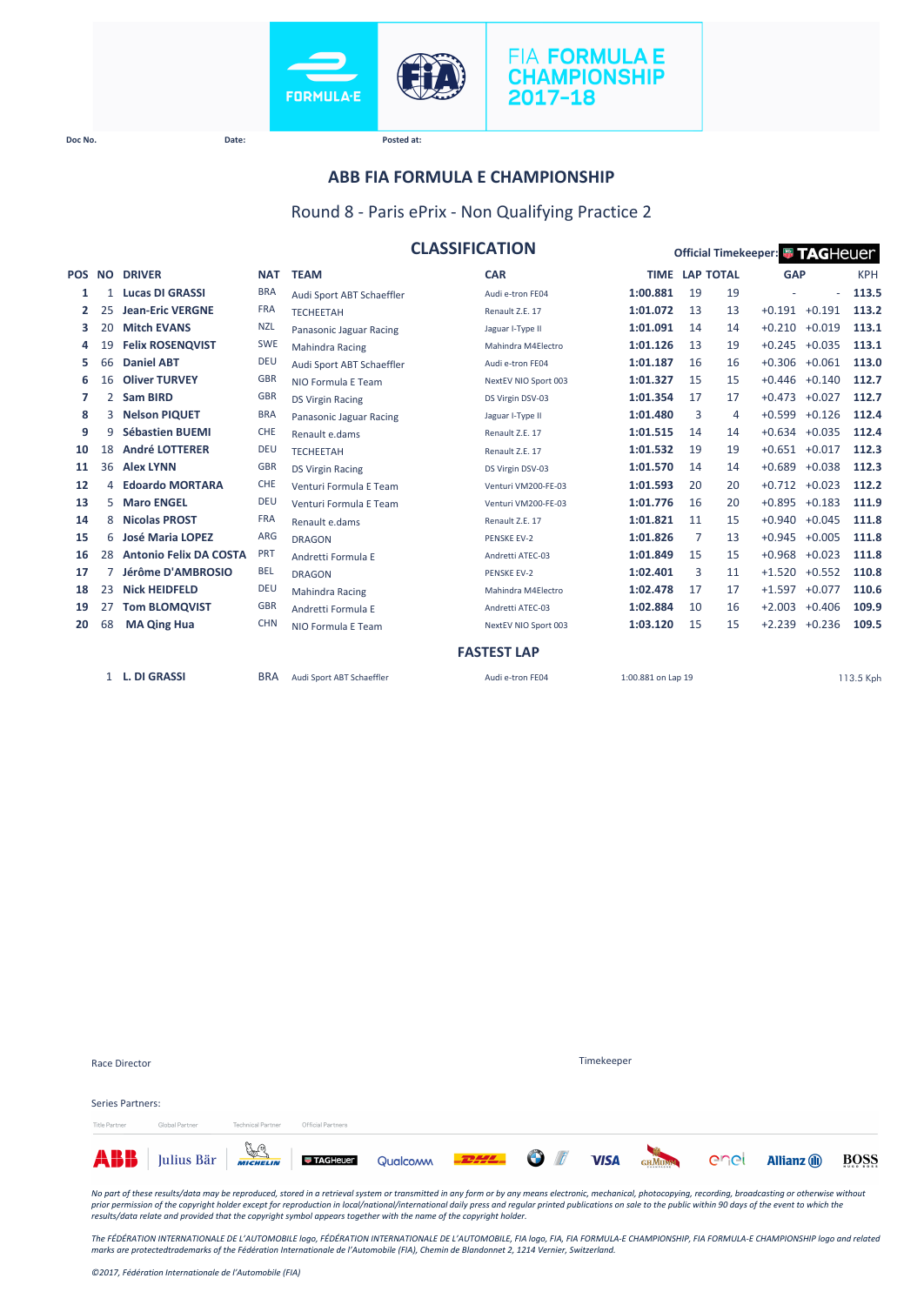FIA FORMULA E CHAMPIONSHIP 2017-18

Doc No. Date: Posted at:

# ABB FIA FORMULA E CHAMPIONSHIP

## Round 8 - Paris ePrix - Non Qualifying Practice 2

### CLASSIFICATION

Official Timekeeper: TAGHeuer

| POS | NO | DRIVER | NAT | TEAM | CAR | TIME | LAP | TOTAL | GAP | | KPH |
|---|---|---|---|---|---|---|---|---|---|---|---|
| 1 | 1 | **Lucas DI GRASSI** | BRA | Audi Sport ABT Schaeffler | Audi e-tron FE04 | **1:00.881** | 19 | 19 | - | - | **113.5** |
| 2 | 25 | **Jean-Eric VERGNE** | FRA | TECHEETAH | Renault Z.E. 17 | **1:01.072** | 13 | 13 | +0.191 | +0.191 | **113.2** |
| 3 | 20 | **Mitch EVANS** | NZL | Panasonic Jaguar Racing | Jaguar I-Type II | **1:01.091** | 14 | 14 | +0.210 | +0.019 | **113.1** |
| 4 | 19 | **Felix ROSENQVIST** | SWE | Mahindra Racing | Mahindra M4Electro | **1:01.126** | 13 | 19 | +0.245 | +0.035 | **113.1** |
| 5 | 66 | **Daniel ABT** | DEU | Audi Sport ABT Schaeffler | Audi e-tron FE04 | **1:01.187** | 16 | 16 | +0.306 | +0.061 | **113.0** |
| 6 | 16 | **Oliver TURVEY** | GBR | NIO Formula E Team | NextEV NIO Sport 003 | **1:01.327** | 15 | 15 | +0.446 | +0.140 | **112.7** |
| 7 | 2 | **Sam BIRD** | GBR | DS Virgin Racing | DS Virgin DSV-03 | **1:01.354** | 17 | 17 | +0.473 | +0.027 | **112.7** |
| 8 | 3 | **Nelson PIQUET** | BRA | Panasonic Jaguar Racing | Jaguar I-Type II | **1:01.480** | 3 | 4 | +0.599 | +0.126 | **112.4** |
| 9 | 9 | **Sébastien BUEMI** | CHE | Renault e.dams | Renault Z.E. 17 | **1:01.515** | 14 | 14 | +0.634 | +0.035 | **112.4** |
| 10 | 18 | **André LOTTERER** | DEU | TECHEETAH | Renault Z.E. 17 | **1:01.532** | 19 | 19 | +0.651 | +0.017 | **112.3** |
| 11 | 36 | **Alex LYNN** | GBR | DS Virgin Racing | DS Virgin DSV-03 | **1:01.570** | 14 | 14 | +0.689 | +0.038 | **112.3** |
| 12 | 4 | **Edoardo MORTARA** | CHE | Venturi Formula E Team | Venturi VM200-FE-03 | **1:01.593** | 20 | 20 | +0.712 | +0.023 | **112.2** |
| 13 | 5 | **Maro ENGEL** | DEU | Venturi Formula E Team | Venturi VM200-FE-03 | **1:01.776** | 16 | 20 | +0.895 | +0.183 | **111.9** |
| 14 | 8 | **Nicolas PROST** | FRA | Renault e.dams | Renault Z.E. 17 | **1:01.821** | 11 | 15 | +0.940 | +0.045 | **111.8** |
| 15 | 6 | **José Maria LOPEZ** | ARG | DRAGON | PENSKE EV-2 | **1:01.826** | 7 | 13 | +0.945 | +0.005 | **111.8** |
| 16 | 28 | **Antonio Felix DA COSTA** | PRT | Andretti Formula E | Andretti ATEC-03 | **1:01.849** | 15 | 15 | +0.968 | +0.023 | **111.8** |
| 17 | 7 | **Jérôme D'AMBROSIO** | BEL | DRAGON | PENSKE EV-2 | **1:02.401** | 3 | 11 | +1.520 | +0.552 | **110.8** |
| 18 | 23 | **Nick HEIDFELD** | DEU | Mahindra Racing | Mahindra M4Electro | **1:02.478** | 17 | 17 | +1.597 | +0.077 | **110.6** |
| 19 | 27 | **Tom BLOMQVIST** | GBR | Andretti Formula E | Andretti ATEC-03 | **1:02.884** | 10 | 16 | +2.003 | +0.406 | **109.9** |
| 20 | 68 | **MA Qing Hua** | CHN | NIO Formula E Team | NextEV NIO Sport 003 | **1:03.120** | 15 | 15 | +2.239 | +0.236 | **109.5** |

### FASTEST LAP

| NO | DRIVER | NAT | TEAM | CAR | TIME | KPH |
|---|---|---|---|---|---|---|
| 1 | **L. DI GRASSI** | BRA | Audi Sport ABT Schaeffler | Audi e-tron FE04 | 1:00.881 on Lap 19 | 113.5 Kph |

Race Director

Timekeeper

Series Partners:

Title Partner | Global Partner | Technical Partner | Official Partners

ABB | Julius Bär | MICHELIN | TAGHeuer | Qualcomm | DHL | BMW i | VISA | G.H.MUMM | enel | Allianz | BOSS

*No part of these results/data may be reproduced, stored in a retrieval system or transmitted in any form or by any means electronic, mechanical, photocopying, recording, broadcasting or otherwise without prior permission of the copyright holder except for reproduction in local/national/international daily press and regular printed publications on sale to the public within 90 days of the event to which the results/data relate and provided that the copyright symbol appears together with the name of the copyright holder.*

*The FÉDÉRATION INTERNATIONALE DE L'AUTOMOBILE logo, FÉDÉRATION INTERNATIONALE DE L'AUTOMOBILE, FIA logo, FIA, FIA FORMULA-E CHAMPIONSHIP, FIA FORMULA-E CHAMPIONSHIP logo and related marks are protectedtrademarks of the Fédération Internationale de l'Automobile (FIA), Chemin de Blandonnet 2, 1214 Vernier, Switzerland.*

*©2017, Fédération Internationale de l'Automobile (FIA)*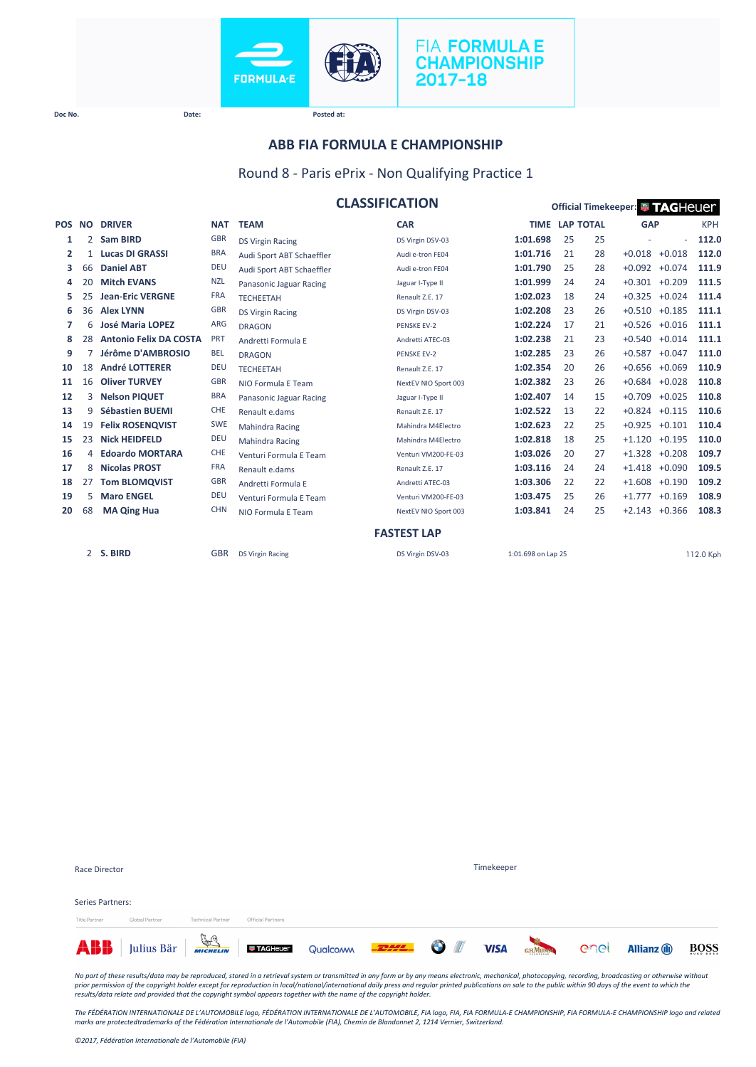FIA FORMULA E CHAMPIONSHIP 2017-18

Doc No. Date: Posted at:

# ABB FIA FORMULA E CHAMPIONSHIP

## Round 8 - Paris ePrix - Non Qualifying Practice 1

### CLASSIFICATION

Official Timekeeper: TAGHeuer

| POS | NO | DRIVER | NAT | TEAM | CAR | TIME | LAP | TOTAL | GAP | | KPH |
|---|---|---|---|---|---|---|---|---|---|---|---|
| 1 | 2 | Sam BIRD | GBR | DS Virgin Racing | DS Virgin DSV-03 | 1:01.698 | 25 | 25 | - | - | 112.0 |
| 2 | 1 | Lucas DI GRASSI | BRA | Audi Sport ABT Schaeffler | Audi e-tron FE04 | 1:01.716 | 21 | 28 | +0.018 | +0.018 | 112.0 |
| 3 | 66 | Daniel ABT | DEU | Audi Sport ABT Schaeffler | Audi e-tron FE04 | 1:01.790 | 25 | 28 | +0.092 | +0.074 | 111.9 |
| 4 | 20 | Mitch EVANS | NZL | Panasonic Jaguar Racing | Jaguar I-Type II | 1:01.999 | 24 | 24 | +0.301 | +0.209 | 111.5 |
| 5 | 25 | Jean-Eric VERGNE | FRA | TECHEETAH | Renault Z.E. 17 | 1:02.023 | 18 | 24 | +0.325 | +0.024 | 111.4 |
| 6 | 36 | Alex LYNN | GBR | DS Virgin Racing | DS Virgin DSV-03 | 1:02.208 | 23 | 26 | +0.510 | +0.185 | 111.1 |
| 7 | 6 | José Maria LOPEZ | ARG | DRAGON | PENSKE EV-2 | 1:02.224 | 17 | 21 | +0.526 | +0.016 | 111.1 |
| 8 | 28 | Antonio Felix DA COSTA | PRT | Andretti Formula E | Andretti ATEC-03 | 1:02.238 | 21 | 23 | +0.540 | +0.014 | 111.1 |
| 9 | 7 | Jérôme D'AMBROSIO | BEL | DRAGON | PENSKE EV-2 | 1:02.285 | 23 | 26 | +0.587 | +0.047 | 111.0 |
| 10 | 18 | André LOTTERER | DEU | TECHEETAH | Renault Z.E. 17 | 1:02.354 | 20 | 26 | +0.656 | +0.069 | 110.9 |
| 11 | 16 | Oliver TURVEY | GBR | NIO Formula E Team | NextEV NIO Sport 003 | 1:02.382 | 23 | 26 | +0.684 | +0.028 | 110.8 |
| 12 | 3 | Nelson PIQUET | BRA | Panasonic Jaguar Racing | Jaguar I-Type II | 1:02.407 | 14 | 15 | +0.709 | +0.025 | 110.8 |
| 13 | 9 | Sébastien BUEMI | CHE | Renault e.dams | Renault Z.E. 17 | 1:02.522 | 13 | 22 | +0.824 | +0.115 | 110.6 |
| 14 | 19 | Felix ROSENQVIST | SWE | Mahindra Racing | Mahindra M4Electro | 1:02.623 | 22 | 25 | +0.925 | +0.101 | 110.4 |
| 15 | 23 | Nick HEIDFELD | DEU | Mahindra Racing | Mahindra M4Electro | 1:02.818 | 18 | 25 | +1.120 | +0.195 | 110.0 |
| 16 | 4 | Edoardo MORTARA | CHE | Venturi Formula E Team | Venturi VM200-FE-03 | 1:03.026 | 20 | 27 | +1.328 | +0.208 | 109.7 |
| 17 | 8 | Nicolas PROST | FRA | Renault e.dams | Renault Z.E. 17 | 1:03.116 | 24 | 24 | +1.418 | +0.090 | 109.5 |
| 18 | 27 | Tom BLOMQVIST | GBR | Andretti Formula E | Andretti ATEC-03 | 1:03.306 | 22 | 22 | +1.608 | +0.190 | 109.2 |
| 19 | 5 | Maro ENGEL | DEU | Venturi Formula E Team | Venturi VM200-FE-03 | 1:03.475 | 25 | 26 | +1.777 | +0.169 | 108.9 |
| 20 | 68 | MA Qing Hua | CHN | NIO Formula E Team | NextEV NIO Sport 003 | 1:03.841 | 24 | 25 | +2.143 | +0.366 | 108.3 |

### FASTEST LAP

| NO | DRIVER | NAT | TEAM | CAR | TIME | KPH |
|---|---|---|---|---|---|---|
| 2 | S. BIRD | GBR | DS Virgin Racing | DS Virgin DSV-03 | 1:01.698 on Lap 25 | 112.0 Kph |

Race Director

Timekeeper

Series Partners:

Title Partner Global Partner Technical Partner Official Partners

*No part of these results/data may be reproduced, stored in a retrieval system or transmitted in any form or by any means electronic, mechanical, photocopying, recording, broadcasting or otherwise without prior permission of the copyright holder except for reproduction in local/national/international daily press and regular printed publications on sale to the public within 90 days of the event to which the results/data relate and provided that the copyright symbol appears together with the name of the copyright holder.*

*The FÉDÉRATION INTERNATIONALE DE L'AUTOMOBILE logo, FÉDÉRATION INTERNATIONALE DE L'AUTOMOBILE, FIA logo, FIA, FIA FORMULA-E CHAMPIONSHIP, FIA FORMULA-E CHAMPIONSHIP logo and related marks are protectedtrademarks of the Fédération Internationale de l'Automobile (FIA), Chemin de Blandonnet 2, 1214 Vernier, Switzerland.*

*©2017, Fédération Internationale de l'Automobile (FIA)*